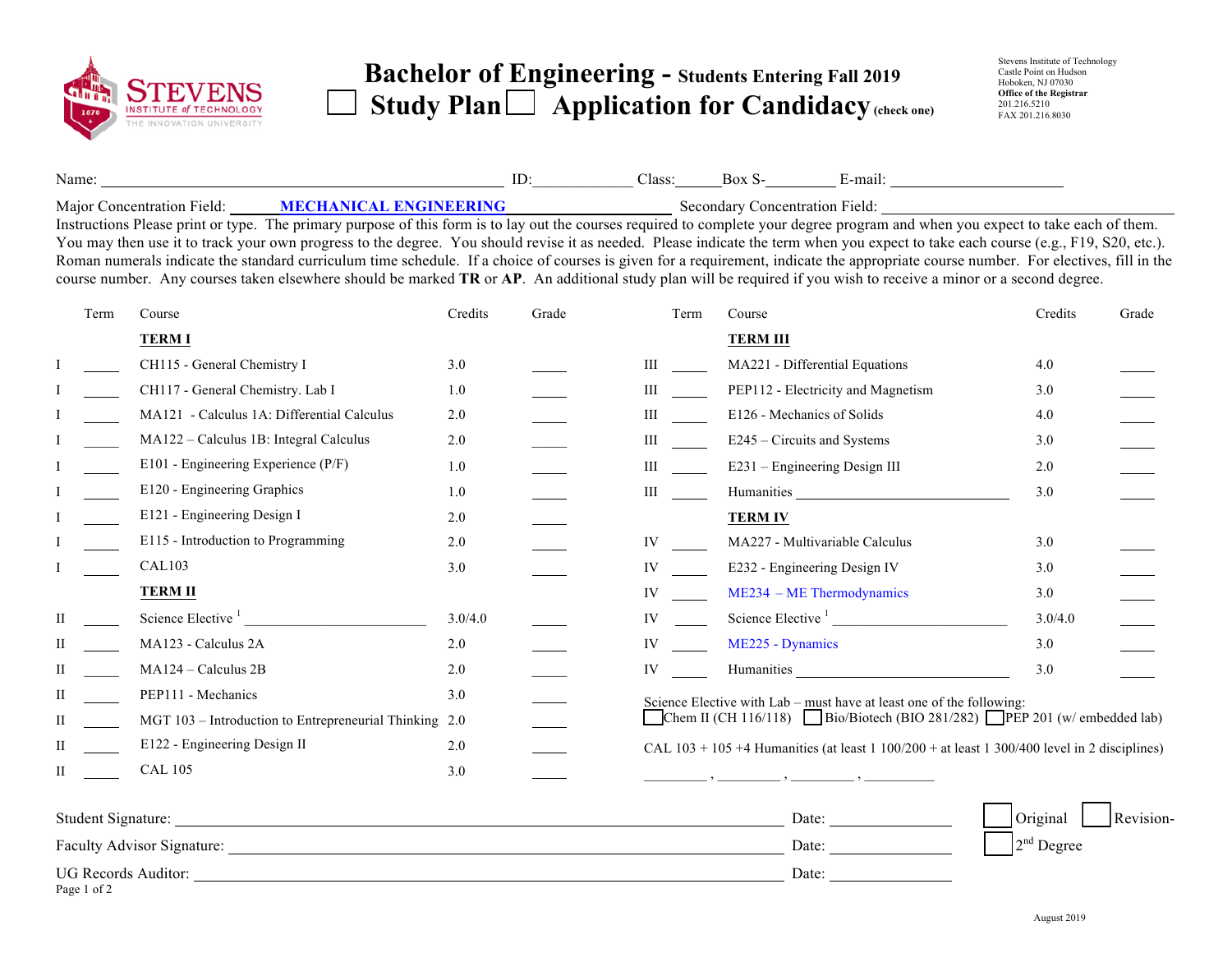Stevens Institute of Technology
Castle Point on Hudson
Hoboken, NJ 07030
**Office of the Registrar**
201.216.5210
FAX 201.216.8030

# Bachelor of Engineering - Students Entering Fall 2019

☐ **Study Plan** ☐ **Application for Candidacy** (check one)

Name: ______________________ ID:__________ Class:______Box S-________ E-mail: ____________________

Major Concentration Field: **MECHANICAL ENGINEERING** Secondary Concentration Field: ____________________

Instructions Please print or type. The primary purpose of this form is to lay out the courses required to complete your degree program and when you expect to take each of them. You may then use it to track your own progress to the degree. You should revise it as needed. Please indicate the term when you expect to take each course (e.g., F19, S20, etc.). Roman numerals indicate the standard curriculum time schedule. If a choice of courses is given for a requirement, indicate the appropriate course number. For electives, fill in the course number. Any courses taken elsewhere should be marked **TR** or **AP**. An additional study plan will be required if you wish to receive a minor or a second degree.

| | Term | Course | Credits | Grade |
|---|---|---|---|---|
| | | **TERM I** | | |
| I | _____ | CH115 - General Chemistry I | 3.0 | _____ |
| I | _____ | CH117 - General Chemistry. Lab I | 1.0 | _____ |
| I | _____ | MA121 - Calculus 1A: Differential Calculus | 2.0 | _____ |
| I | _____ | MA122 – Calculus 1B: Integral Calculus | 2.0 | _____ |
| I | _____ | E101 - Engineering Experience (P/F) | 1.0 | _____ |
| I | _____ | E120 - Engineering Graphics | 1.0 | _____ |
| I | _____ | E121 - Engineering Design I | 2.0 | _____ |
| I | _____ | E115 - Introduction to Programming | 2.0 | _____ |
| I | _____ | CAL103 | 3.0 | _____ |
| | | **TERM II** | | |
| II | _____ | Science Elective [1] ____________________ | 3.0/4.0 | _____ |
| II | _____ | MA123 - Calculus 2A | 2.0 | _____ |
| II | _____ | MA124 – Calculus 2B | 2.0 | _____ |
| II | _____ | PEP111 - Mechanics | 3.0 | _____ |
| II | _____ | MGT 103 – Introduction to Entrepreneurial Thinking | 2.0 | _____ |
| II | _____ | E122 - Engineering Design II | 2.0 | _____ |
| II | _____ | CAL 105 | 3.0 | _____ |
| | | **TERM III** | | |
| III | _____ | MA221 - Differential Equations | 4.0 | _____ |
| III | _____ | PEP112 - Electricity and Magnetism | 3.0 | _____ |
| III | _____ | E126 - Mechanics of Solids | 4.0 | _____ |
| III | _____ | E245 – Circuits and Systems | 3.0 | _____ |
| III | _____ | E231 – Engineering Design III | 2.0 | _____ |
| III | _____ | Humanities ____________________ | 3.0 | _____ |
| | | **TERM IV** | | |
| IV | _____ | MA227 - Multivariable Calculus | 3.0 | _____ |
| IV | _____ | E232 - Engineering Design IV | 3.0 | _____ |
| IV | _____ | ME234 – ME Thermodynamics | 3.0 | _____ |
| IV | _____ | Science Elective [1] ____________________ | 3.0/4.0 | _____ |
| IV | _____ | ME225 - Dynamics | 3.0 | _____ |
| IV | _____ | Humanities ____________________ | 3.0 | _____ |

Science Elective with Lab – must have at least one of the following:
☐ Chem II (CH 116/118) ☐ Bio/Biotech (BIO 281/282) ☐ PEP 201 (w/ embedded lab)

CAL 103 + 105 +4 Humanities (at least 1 100/200 + at least 1 300/400 level in 2 disciplines)

________ , ________ , ________ , ________

Student Signature: ______________________________ Date: ____________

Faculty Advisor Signature: ______________________________ Date: ____________

UG Records Auditor: ______________________________ Date: ____________

☐ Original ☐ Revision-
☐ 2nd Degree

August 2019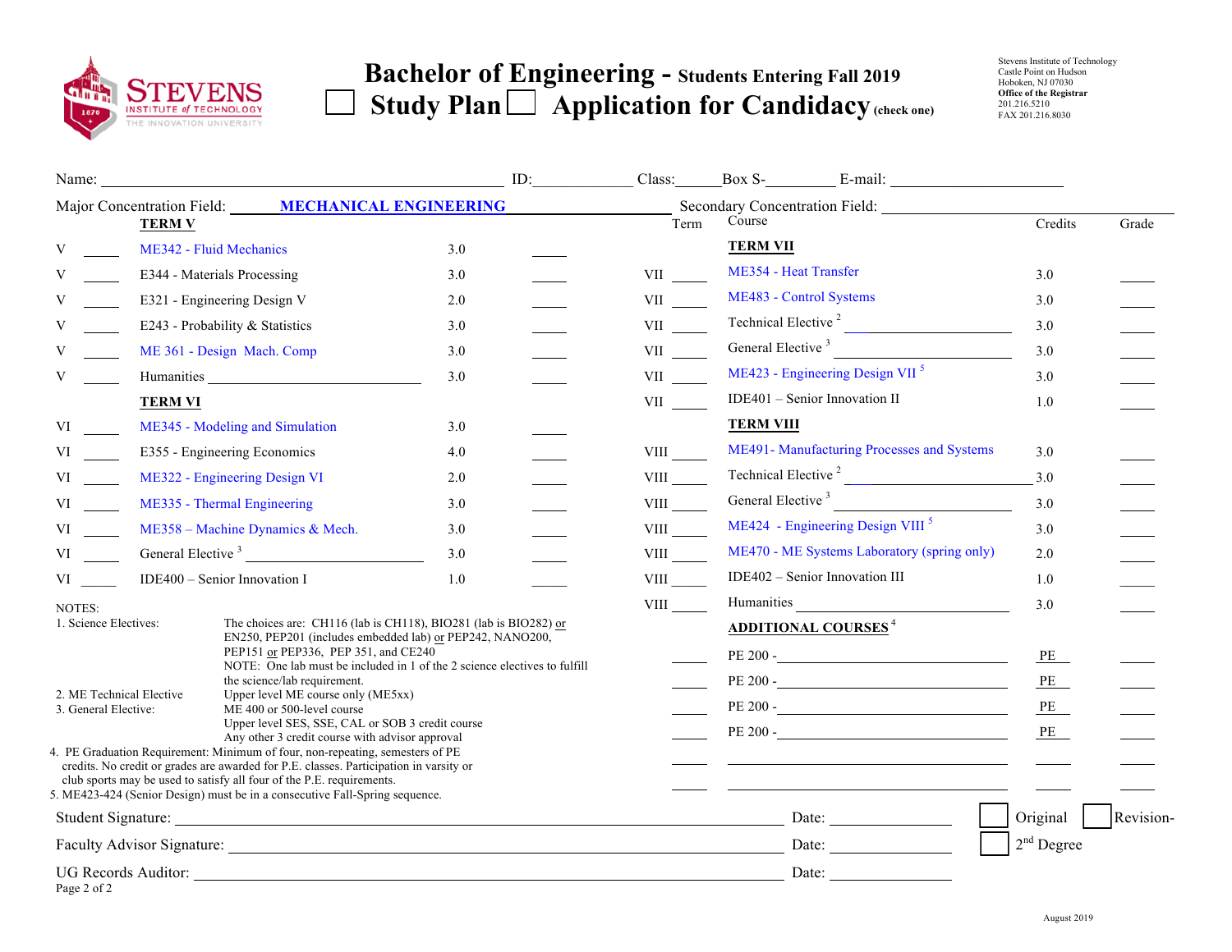# Bachelor of Engineering - Students Entering Fall 2019

☐ Study Plan ☐ Application for Candidacy (check one)

Stevens Institute of Technology
Castle Point on Hudson
Hoboken, NJ 07030
**Office of the Registrar**
201.216.5210
FAX 201.216.8030

Name: ______________________ ID: __________ Class: ______ Box S- ________ E-mail: ______________________

Major Concentration Field: **MECHANICAL ENGINEERING** Secondary Concentration Field: ______________________

| Term | | Course | Credits | Grade |
|---|---|---|---|---|
| | | **TERM V** | | |
| V | ____ | ME342 - Fluid Mechanics | 3.0 | ____ |
| V | ____ | E344 - Materials Processing | 3.0 | ____ |
| V | ____ | E321 - Engineering Design V | 2.0 | ____ |
| V | ____ | E243 - Probability & Statistics | 3.0 | ____ |
| V | ____ | ME 361 - Design Mach. Comp | 3.0 | ____ |
| V | ____ | Humanities ______________ | 3.0 | ____ |
| | | **TERM VI** | | |
| VI | ____ | ME345 - Modeling and Simulation | 3.0 | ____ |
| VI | ____ | E355 - Engineering Economics | 4.0 | ____ |
| VI | ____ | ME322 - Engineering Design VI | 2.0 | ____ |
| VI | ____ | ME335 - Thermal Engineering | 3.0 | ____ |
| VI | ____ | ME358 – Machine Dynamics & Mech. | 3.0 | ____ |
| VI | ____ | General Elective [3] ______________ | 3.0 | ____ |
| VI | ____ | IDE400 – Senior Innovation I | 1.0 | ____ |

| Term | | Course | Credits | Grade |
|---|---|---|---|---|
| | | **TERM VII** | | |
| VII | ____ | ME354 - Heat Transfer | 3.0 | ____ |
| VII | ____ | ME483 - Control Systems | 3.0 | ____ |
| VII | ____ | Technical Elective [2] ______________ | 3.0 | ____ |
| VII | ____ | General Elective [3] ______________ | 3.0 | ____ |
| VII | ____ | ME423 - Engineering Design VII [5] | 3.0 | ____ |
| VII | ____ | IDE401 – Senior Innovation II | 1.0 | ____ |
| | | **TERM VIII** | | |
| VIII | ____ | ME491- Manufacturing Processes and Systems | 3.0 | ____ |
| VIII | ____ | Technical Elective [2] ______________ | 3.0 | ____ |
| VIII | ____ | General Elective [3] ______________ | 3.0 | ____ |
| VIII | ____ | ME424 - Engineering Design VIII [5] | 3.0 | ____ |
| VIII | ____ | ME470 - ME Systems Laboratory (spring only) | 2.0 | ____ |
| VIII | ____ | IDE402 – Senior Innovation III | 1.0 | ____ |
| VIII | ____ | Humanities ______________ | 3.0 | ____ |
| | | **ADDITIONAL COURSES** [4] | | |
| | ____ | PE 200 - ______________ | PE | ____ |
| | ____ | PE 200 - ______________ | PE | ____ |
| | ____ | PE 200 - ______________ | PE | ____ |
| | ____ | PE 200 - ______________ | PE | ____ |
| | ____ | ______________ | ____ | ____ |
| | ____ | ______________ | ____ | ____ |

NOTES:

1. Science Electives: The choices are: CH116 (lab is CH118), BIO281 (lab is BIO282) or EN250, PEP201 (includes embedded lab) or PEP242, NANO200, PEP151 or PEP336, PEP 351, and CE240
   NOTE: One lab must be included in 1 of the 2 science electives to fulfill the science/lab requirement.
2. ME Technical Elective: Upper level ME course only (ME5xx)
3. General Elective: ME 400 or 500-level course
   Upper level SES, SSE, CAL or SOB 3 credit course
   Any other 3 credit course with advisor approval
4. PE Graduation Requirement: Minimum of four, non-repeating, semesters of PE credits. No credit or grades are awarded for P.E. classes. Participation in varsity or club sports may be used to satisfy all four of the P.E. requirements.
5. ME423-424 (Senior Design) must be in a consecutive Fall-Spring sequence.

Student Signature: ______________________ Date: __________ ☐ Original ☐ Revision-

Faculty Advisor Signature: ______________________ Date: __________ ☐ 2nd Degree

UG Records Auditor: ______________________ Date: __________

August 2019